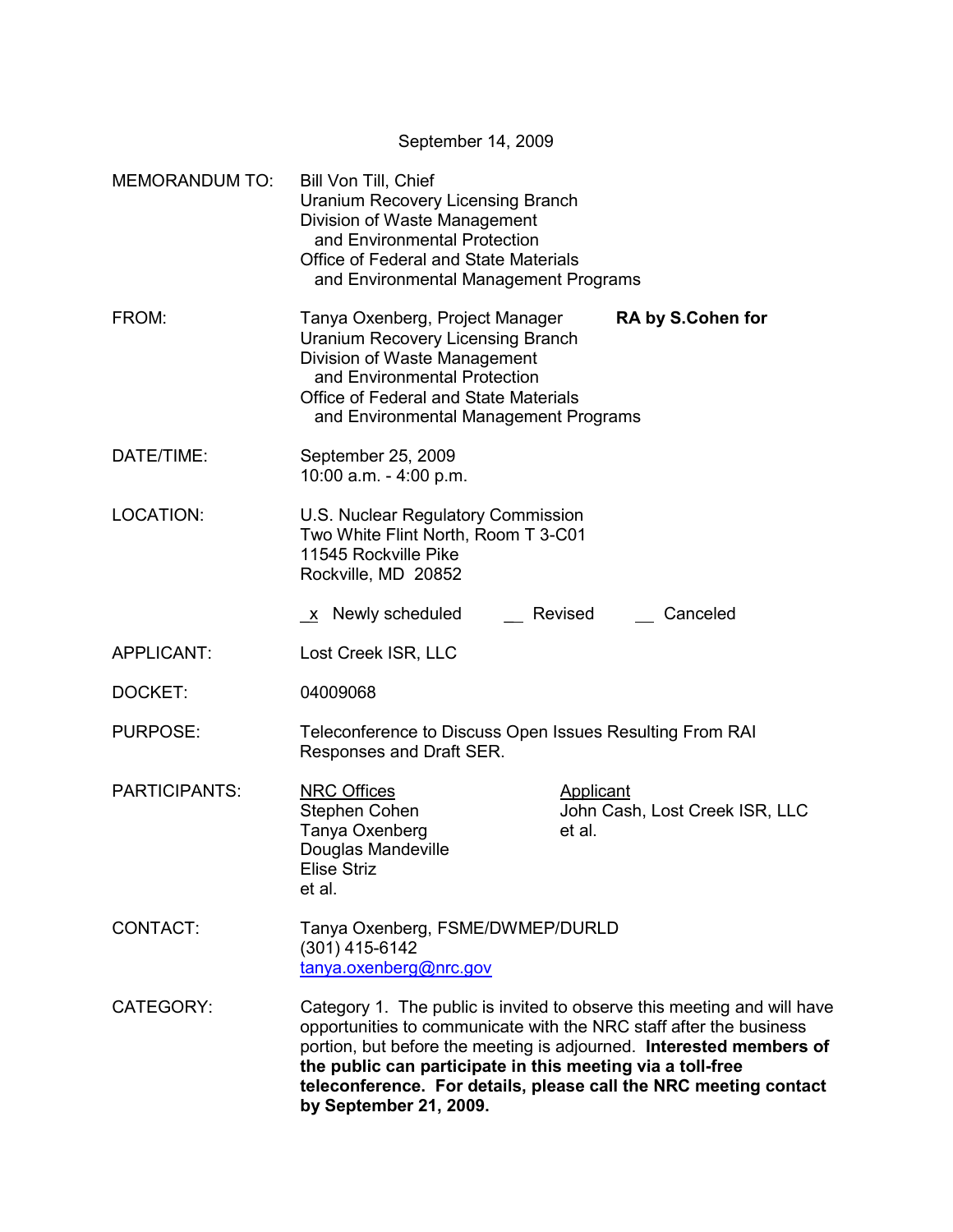September 14, 2009

MEMORANDUM TO: Bill Von Till, Chief
Uranium Recovery Licensing Branch
Division of Waste Management
and Environmental Protection
Office of Federal and State Materials
and Environmental Management Programs

FROM: Tanya Oxenberg, Project Manager **RA by S.Cohen for**
Uranium Recovery Licensing Branch
Division of Waste Management
and Environmental Protection
Office of Federal and State Materials
and Environmental Management Programs

DATE/TIME: September 25, 2009
10:00 a.m. - 4:00 p.m.

LOCATION: U.S. Nuclear Regulatory Commission
Two White Flint North, Room T 3-C01
11545 Rockville Pike
Rockville, MD 20852

_x_ Newly scheduled __ Revised __ Canceled

APPLICANT: Lost Creek ISR, LLC

DOCKET: 04009068

PURPOSE: Teleconference to Discuss Open Issues Resulting From RAI Responses and Draft SER.

PARTICIPANTS:

| NRC Offices | Applicant |
|---|---|
| Stephen Cohen | John Cash, Lost Creek ISR, LLC |
| Tanya Oxenberg | et al. |
| Douglas Mandeville | |
| Elise Striz | |
| et al. | |

CONTACT: Tanya Oxenberg, FSME/DWMEP/DURLD
(301) 415-6142
tanya.oxenberg@nrc.gov

CATEGORY: Category 1. The public is invited to observe this meeting and will have opportunities to communicate with the NRC staff after the business portion, but before the meeting is adjourned. **Interested members of the public can participate in this meeting via a toll-free teleconference. For details, please call the NRC meeting contact by September 21, 2009.**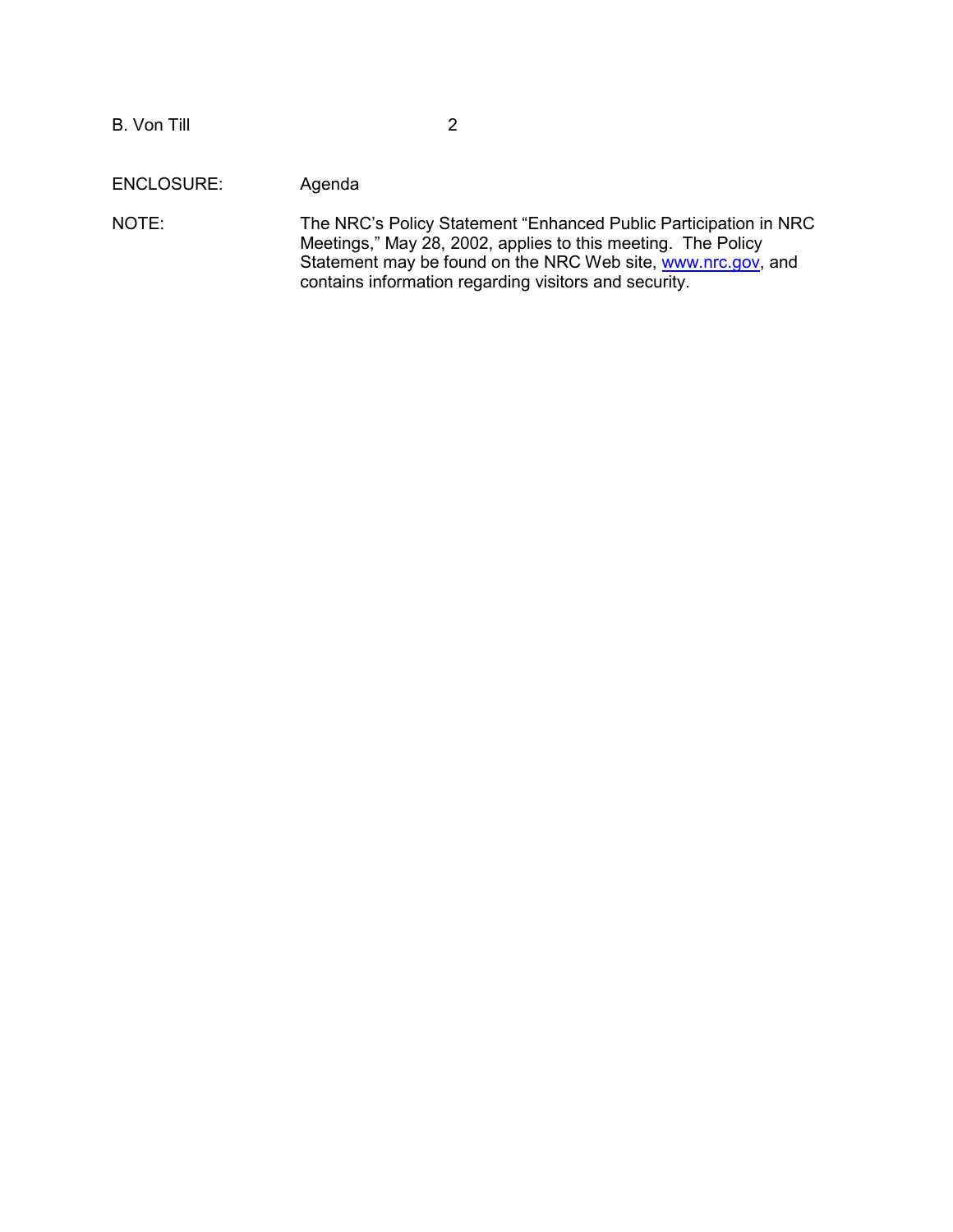ENCLOSURE: Agenda

NOTE: The NRC's Policy Statement "Enhanced Public Participation in NRC Meetings," May 28, 2002, applies to this meeting. The Policy Statement may be found on the NRC Web site, www.nrc.gov, and contains information regarding visitors and security.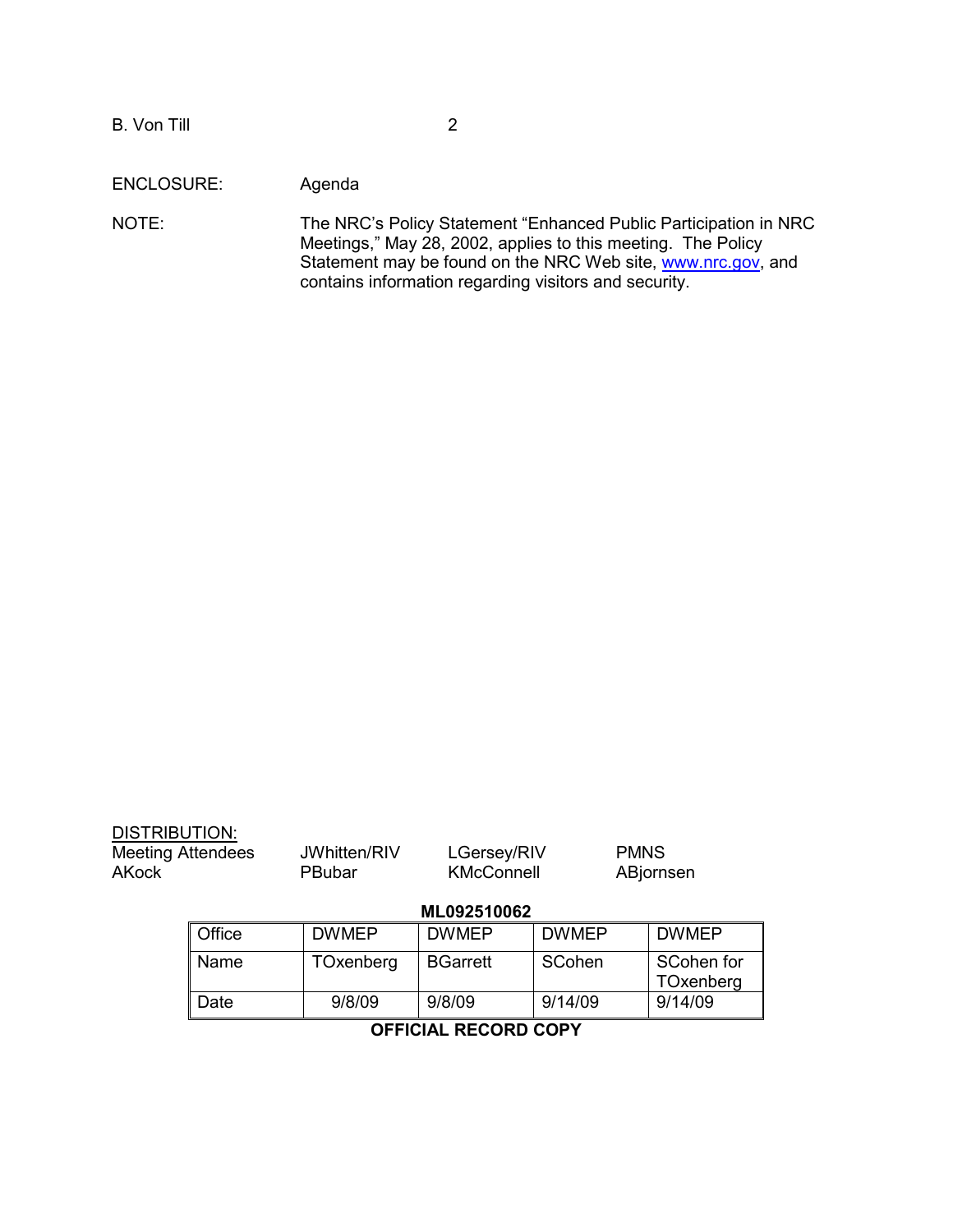ENCLOSURE: Agenda

NOTE: The NRC's Policy Statement "Enhanced Public Participation in NRC Meetings," May 28, 2002, applies to this meeting. The Policy Statement may be found on the NRC Web site, www.nrc.gov, and contains information regarding visitors and security.

DISTRIBUTION:

| | | | |
|---|---|---|---|
| Meeting Attendees | JWhitten/RIV | LGersey/RIV | PMNS |
| AKock | PBubar | KMcConnell | ABjornsen |

**ML092510062**

| Office | DWMEP | DWMEP | DWMEP | DWMEP |
|---|---|---|---|---|
| Name | TOxenberg | BGarrett | SCohen | SCohen for TOxenberg |
| Date | 9/8/09 | 9/8/09 | 9/14/09 | 9/14/09 |

**OFFICIAL RECORD COPY**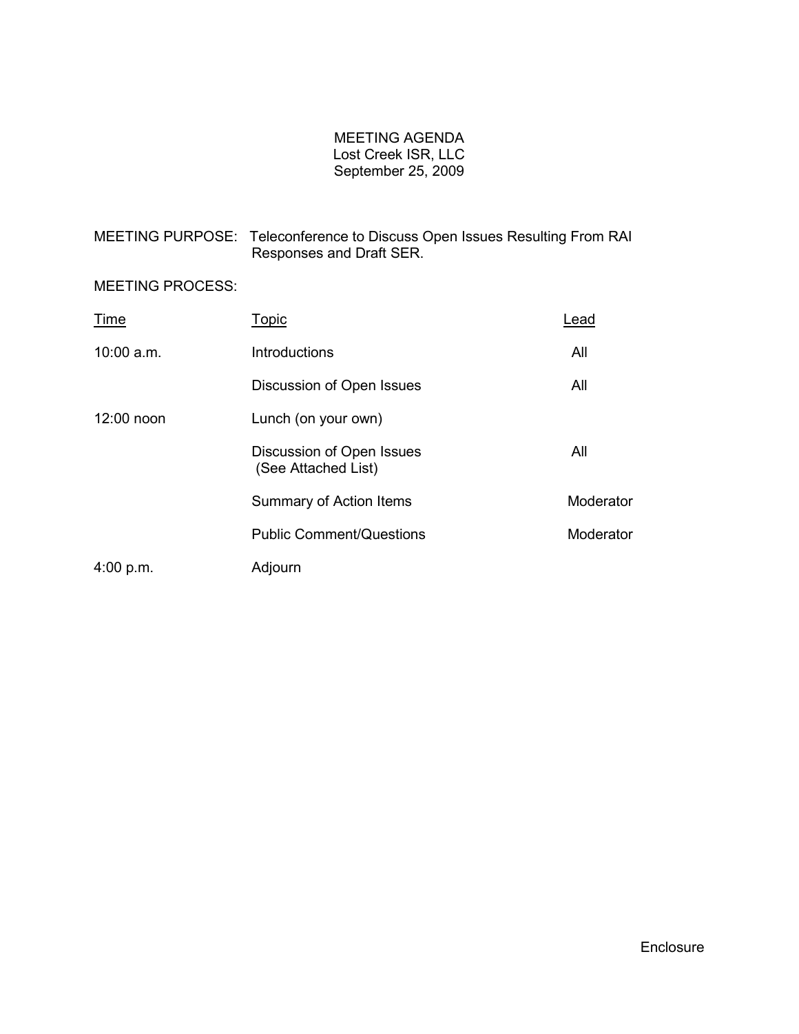# MEETING AGENDA
Lost Creek ISR, LLC
September 25, 2009

MEETING PURPOSE: Teleconference to Discuss Open Issues Resulting From RAI Responses and Draft SER.

MEETING PROCESS:

| Time | Topic | Lead |
|---|---|---|
| 10:00 a.m. | Introductions | All |
| | Discussion of Open Issues | All |
| 12:00 noon | Lunch (on your own) | |
| | Discussion of Open Issues (See Attached List) | All |
| | Summary of Action Items | Moderator |
| | Public Comment/Questions | Moderator |
| 4:00 p.m. | Adjourn | |

Enclosure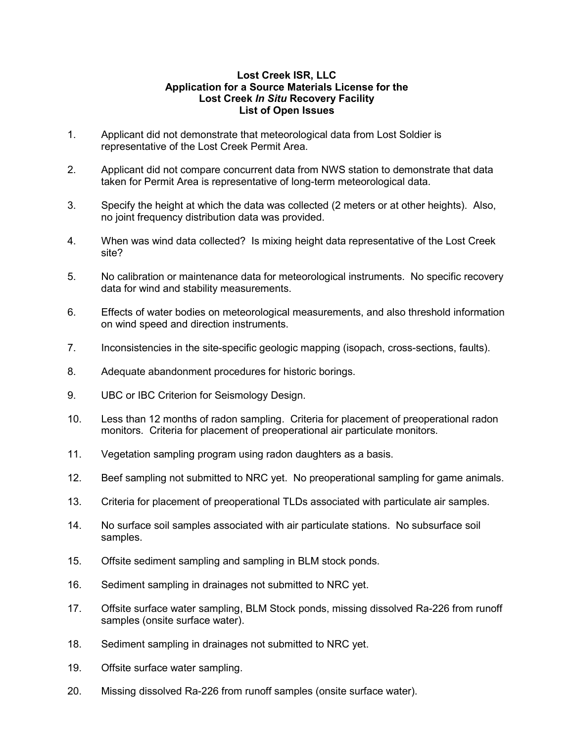# Lost Creek ISR, LLC
# Application for a Source Materials License for the Lost Creek *In Situ* Recovery Facility
# List of Open Issues

1. Applicant did not demonstrate that meteorological data from Lost Soldier is representative of the Lost Creek Permit Area.

2. Applicant did not compare concurrent data from NWS station to demonstrate that data taken for Permit Area is representative of long-term meteorological data.

3. Specify the height at which the data was collected (2 meters or at other heights). Also, no joint frequency distribution data was provided.

4. When was wind data collected? Is mixing height data representative of the Lost Creek site?

5. No calibration or maintenance data for meteorological instruments. No specific recovery data for wind and stability measurements.

6. Effects of water bodies on meteorological measurements, and also threshold information on wind speed and direction instruments.

7. Inconsistencies in the site-specific geologic mapping (isopach, cross-sections, faults).

8. Adequate abandonment procedures for historic borings.

9. UBC or IBC Criterion for Seismology Design.

10. Less than 12 months of radon sampling. Criteria for placement of preoperational radon monitors. Criteria for placement of preoperational air particulate monitors.

11. Vegetation sampling program using radon daughters as a basis.

12. Beef sampling not submitted to NRC yet. No preoperational sampling for game animals.

13. Criteria for placement of preoperational TLDs associated with particulate air samples.

14. No surface soil samples associated with air particulate stations. No subsurface soil samples.

15. Offsite sediment sampling and sampling in BLM stock ponds.

16. Sediment sampling in drainages not submitted to NRC yet.

17. Offsite surface water sampling, BLM Stock ponds, missing dissolved Ra-226 from runoff samples (onsite surface water).

18. Sediment sampling in drainages not submitted to NRC yet.

19. Offsite surface water sampling.

20. Missing dissolved Ra-226 from runoff samples (onsite surface water).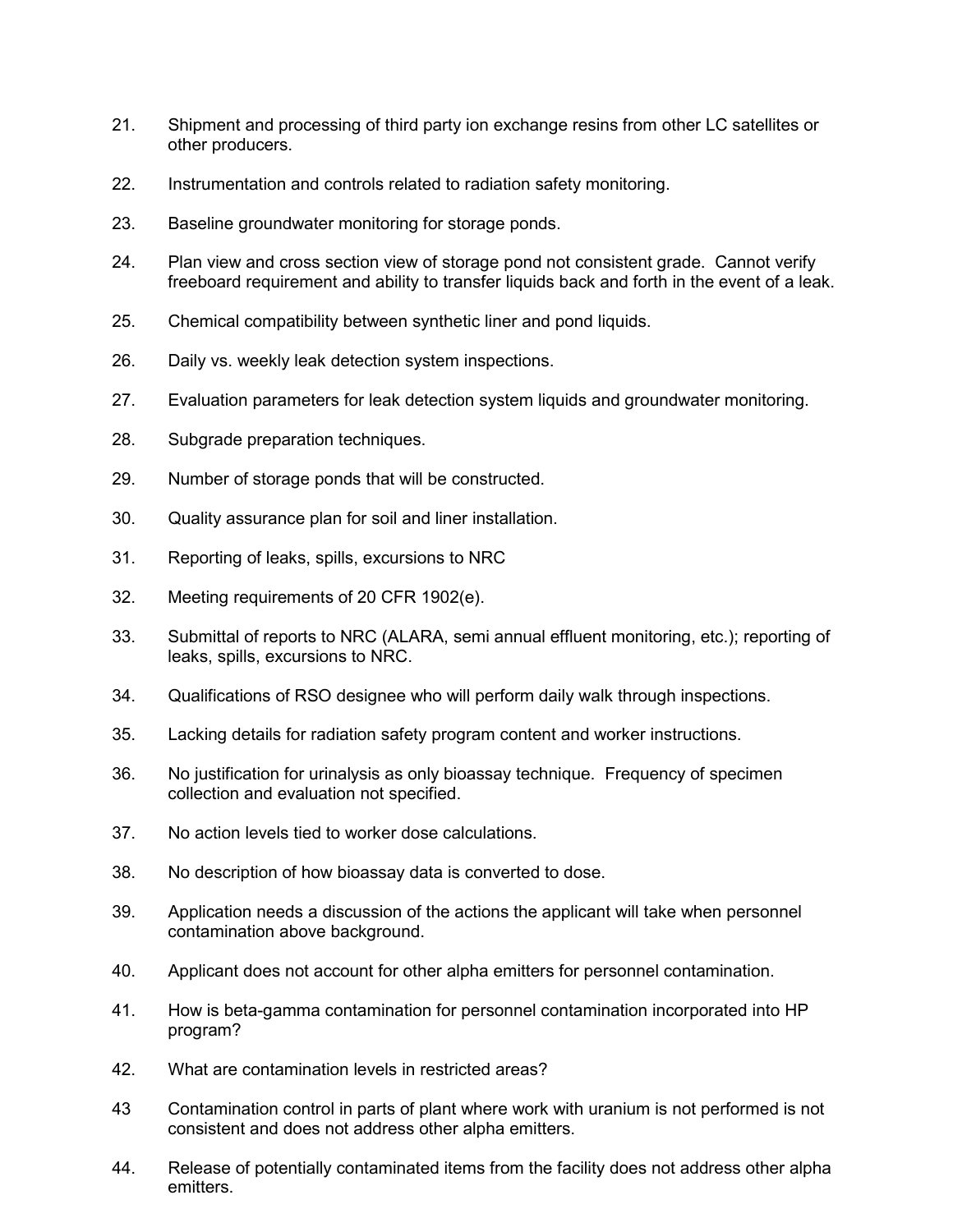21. Shipment and processing of third party ion exchange resins from other LC satellites or other producers.

22. Instrumentation and controls related to radiation safety monitoring.

23. Baseline groundwater monitoring for storage ponds.

24. Plan view and cross section view of storage pond not consistent grade. Cannot verify freeboard requirement and ability to transfer liquids back and forth in the event of a leak.

25. Chemical compatibility between synthetic liner and pond liquids.

26. Daily vs. weekly leak detection system inspections.

27. Evaluation parameters for leak detection system liquids and groundwater monitoring.

28. Subgrade preparation techniques.

29. Number of storage ponds that will be constructed.

30. Quality assurance plan for soil and liner installation.

31. Reporting of leaks, spills, excursions to NRC

32. Meeting requirements of 20 CFR 1902(e).

33. Submittal of reports to NRC (ALARA, semi annual effluent monitoring, etc.); reporting of leaks, spills, excursions to NRC.

34. Qualifications of RSO designee who will perform daily walk through inspections.

35. Lacking details for radiation safety program content and worker instructions.

36. No justification for urinalysis as only bioassay technique. Frequency of specimen collection and evaluation not specified.

37. No action levels tied to worker dose calculations.

38. No description of how bioassay data is converted to dose.

39. Application needs a discussion of the actions the applicant will take when personnel contamination above background.

40. Applicant does not account for other alpha emitters for personnel contamination.

41. How is beta-gamma contamination for personnel contamination incorporated into HP program?

42. What are contamination levels in restricted areas?

43 Contamination control in parts of plant where work with uranium is not performed is not consistent and does not address other alpha emitters.

44. Release of potentially contaminated items from the facility does not address other alpha emitters.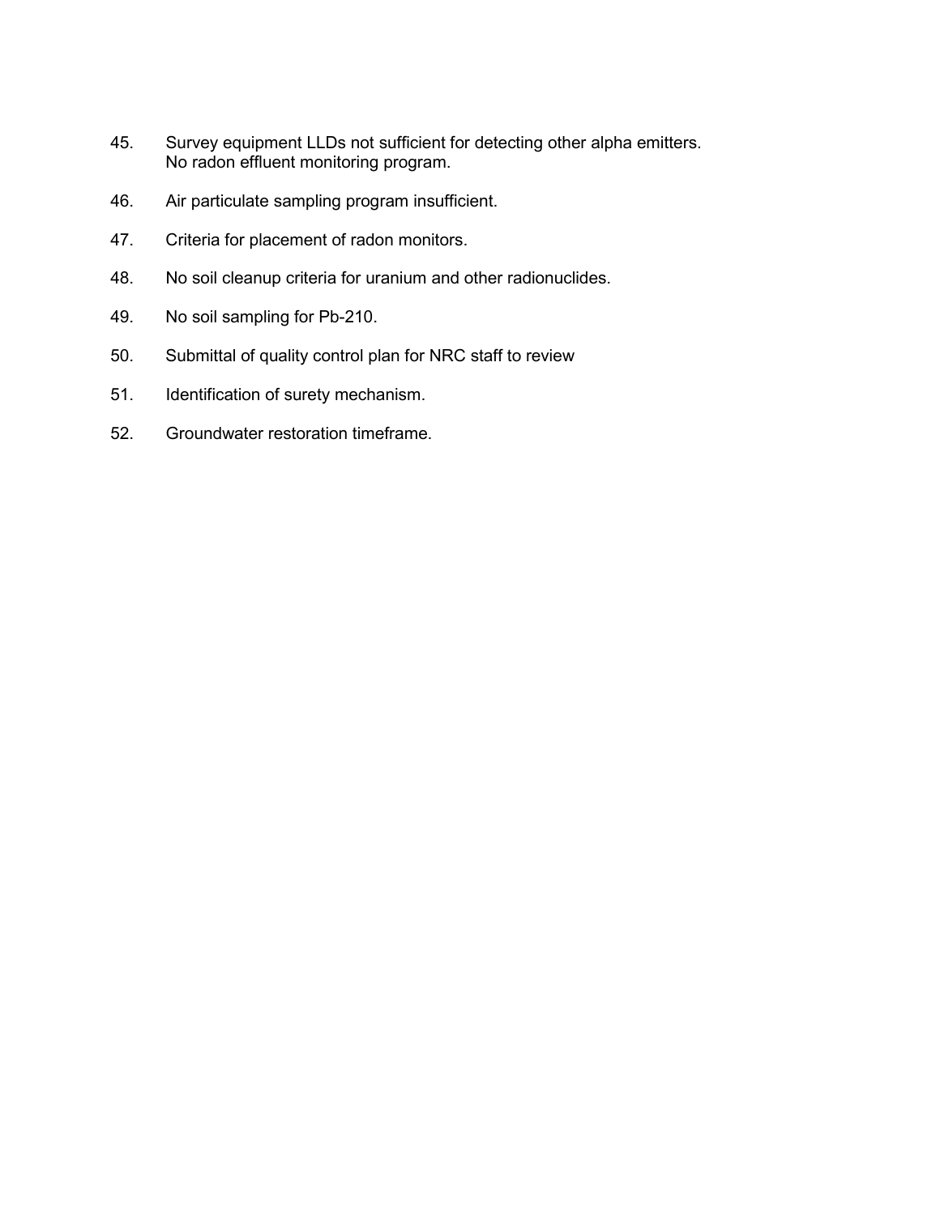45. Survey equipment LLDs not sufficient for detecting other alpha emitters.
    No radon effluent monitoring program.

46. Air particulate sampling program insufficient.

47. Criteria for placement of radon monitors.

48. No soil cleanup criteria for uranium and other radionuclides.

49. No soil sampling for Pb-210.

50. Submittal of quality control plan for NRC staff to review

51. Identification of surety mechanism.

52. Groundwater restoration timeframe.